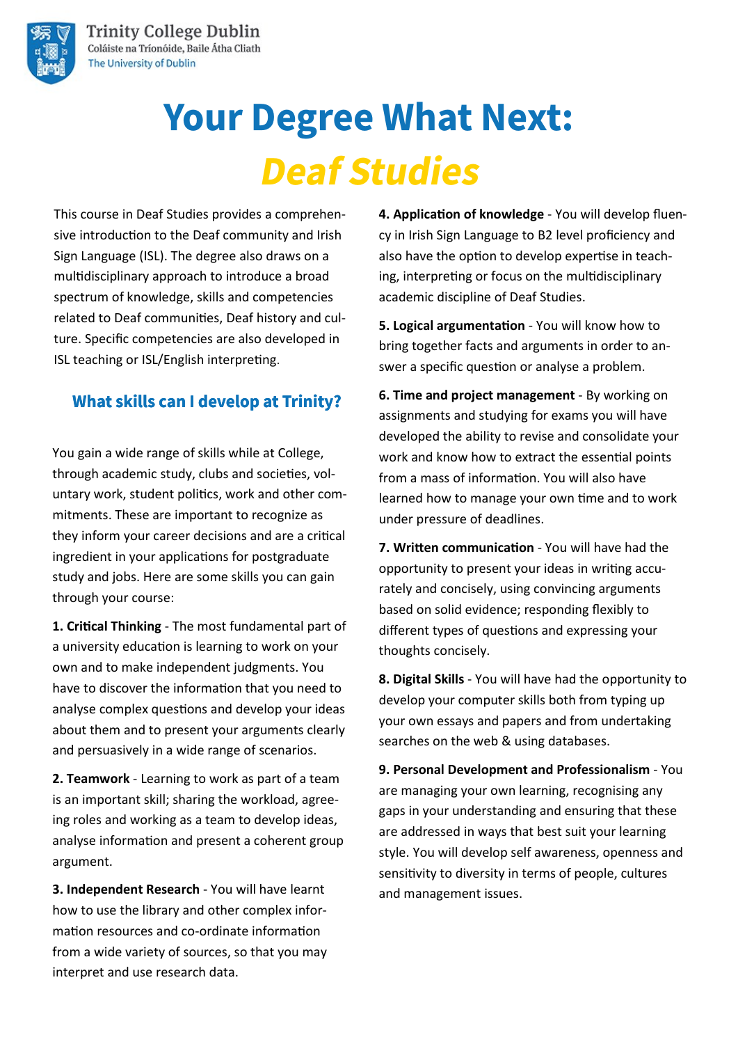Trinity College Dublin
Coláiste na Tríonóide, Baile Átha Cliath
The University of Dublin

# Your Degree What Next: *Deaf Studies*

This course in Deaf Studies provides a comprehensive introduction to the Deaf community and Irish Sign Language (ISL). The degree also draws on a multidisciplinary approach to introduce a broad spectrum of knowledge, skills and competencies related to Deaf communities, Deaf history and culture. Specific competencies are also developed in ISL teaching or ISL/English interpreting.

## What skills can I develop at Trinity?

You gain a wide range of skills while at College, through academic study, clubs and societies, voluntary work, student politics, work and other commitments. These are important to recognize as they inform your career decisions and are a critical ingredient in your applications for postgraduate study and jobs. Here are some skills you can gain through your course:

**1. Critical Thinking** - The most fundamental part of a university education is learning to work on your own and to make independent judgments. You have to discover the information that you need to analyse complex questions and develop your ideas about them and to present your arguments clearly and persuasively in a wide range of scenarios.

**2. Teamwork** - Learning to work as part of a team is an important skill; sharing the workload, agreeing roles and working as a team to develop ideas, analyse information and present a coherent group argument.

**3. Independent Research** - You will have learnt how to use the library and other complex information resources and co-ordinate information from a wide variety of sources, so that you may interpret and use research data.

**4. Application of knowledge** - You will develop fluency in Irish Sign Language to B2 level proficiency and also have the option to develop expertise in teaching, interpreting or focus on the multidisciplinary academic discipline of Deaf Studies.

**5. Logical argumentation** - You will know how to bring together facts and arguments in order to answer a specific question or analyse a problem.

**6. Time and project management** - By working on assignments and studying for exams you will have developed the ability to revise and consolidate your work and know how to extract the essential points from a mass of information. You will also have learned how to manage your own time and to work under pressure of deadlines.

**7. Written communication** - You will have had the opportunity to present your ideas in writing accurately and concisely, using convincing arguments based on solid evidence; responding flexibly to different types of questions and expressing your thoughts concisely.

**8. Digital Skills** - You will have had the opportunity to develop your computer skills both from typing up your own essays and papers and from undertaking searches on the web & using databases.

**9. Personal Development and Professionalism** - You are managing your own learning, recognising any gaps in your understanding and ensuring that these are addressed in ways that best suit your learning style. You will develop self awareness, openness and sensitivity to diversity in terms of people, cultures and management issues.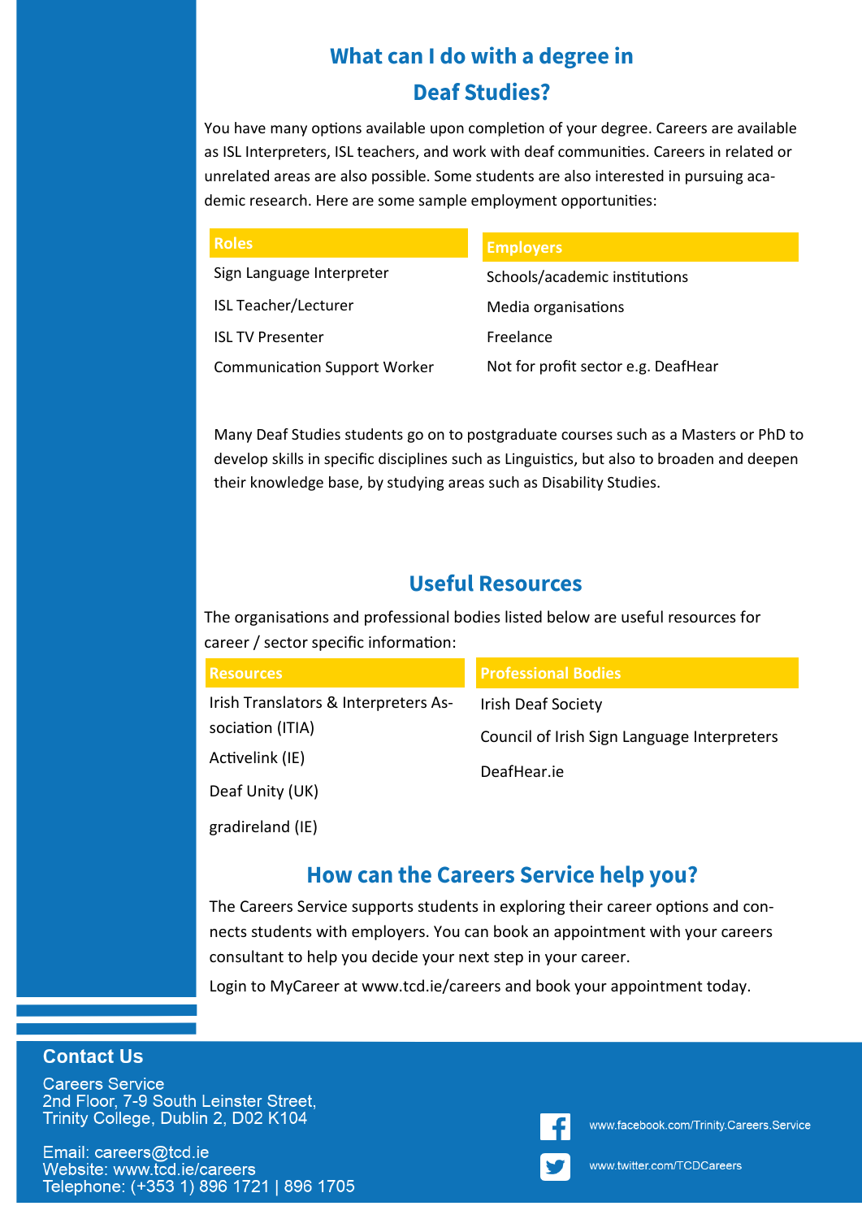## What can I do with a degree in Deaf Studies?

You have many options available upon completion of your degree. Careers are available as ISL Interpreters, ISL teachers, and work with deaf communities. Careers in related or unrelated areas are also possible. Some students are also interested in pursuing academic research. Here are some sample employment opportunities:

| Roles | Employers |
| --- | --- |
| Sign Language Interpreter | Schools/academic institutions |
| ISL Teacher/Lecturer | Media organisations |
| ISL TV Presenter | Freelance |
| Communication Support Worker | Not for profit sector e.g. DeafHear |

Many Deaf Studies students go on to postgraduate courses such as a Masters or PhD to develop skills in specific disciplines such as Linguistics, but also to broaden and deepen their knowledge base, by studying areas such as Disability Studies.

## Useful Resources

The organisations and professional bodies listed below are useful resources for career / sector specific information:

| Resources | Professional Bodies |
| --- | --- |
| Irish Translators & Interpreters Association (ITIA) | Irish Deaf Society |
| Activelink (IE) | Council of Irish Sign Language Interpreters |
| Deaf Unity (UK) | DeafHear.ie |
| gradireland (IE) | |

## How can the Careers Service help you?

The Careers Service supports students in exploring their career options and connects students with employers. You can book an appointment with your careers consultant to help you decide your next step in your career.

Login to MyCareer at www.tcd.ie/careers and book your appointment today.

### Contact Us

Careers Service
2nd Floor, 7-9 South Leinster Street,
Trinity College, Dublin 2, D02 K104

Email: careers@tcd.ie
Website: www.tcd.ie/careers
Telephone: (+353 1) 896 1721 | 896 1705

www.facebook.com/Trinity.Careers.Service

www.twitter.com/TCDCareers